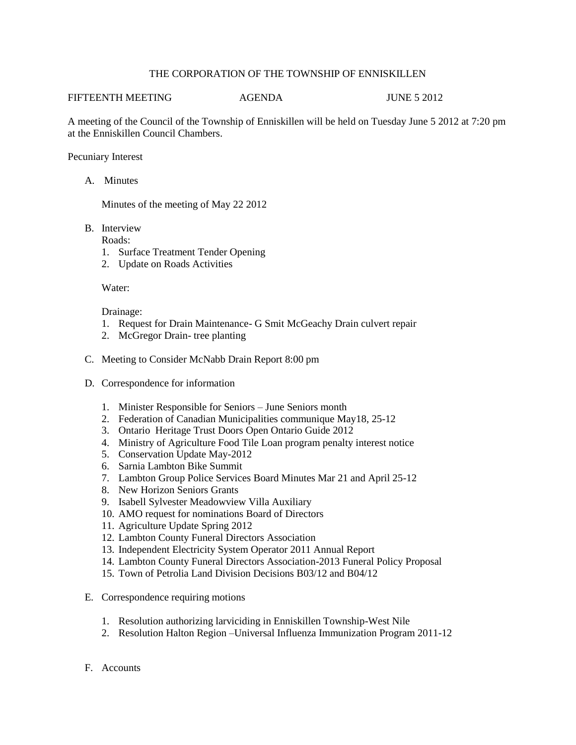# THE CORPORATION OF THE TOWNSHIP OF ENNISKILLEN

FIFTEENTH MEETING AGENDA JUNE 5 2012

A meeting of the Council of the Township of Enniskillen will be held on Tuesday June 5 2012 at 7:20 pm at the Enniskillen Council Chambers.

Pecuniary Interest

A. Minutes

   Minutes of the meeting of May 22 2012

B. Interview

   Roads:

   1. Surface Treatment Tender Opening
   2. Update on Roads Activities

   Water:

   Drainage:

   1. Request for Drain Maintenance- G Smit McGeachy Drain culvert repair
   2. McGregor Drain- tree planting

C. Meeting to Consider McNabb Drain Report 8:00 pm

D. Correspondence for information

   1. Minister Responsible for Seniors – June Seniors month
   2. Federation of Canadian Municipalities communique May18, 25-12
   3. Ontario Heritage Trust Doors Open Ontario Guide 2012
   4. Ministry of Agriculture Food Tile Loan program penalty interest notice
   5. Conservation Update May-2012
   6. Sarnia Lambton Bike Summit
   7. Lambton Group Police Services Board Minutes Mar 21 and April 25-12
   8. New Horizon Seniors Grants
   9. Isabell Sylvester Meadowview Villa Auxiliary
   10. AMO request for nominations Board of Directors
   11. Agriculture Update Spring 2012
   12. Lambton County Funeral Directors Association
   13. Independent Electricity System Operator 2011 Annual Report
   14. Lambton County Funeral Directors Association-2013 Funeral Policy Proposal
   15. Town of Petrolia Land Division Decisions B03/12 and B04/12

E. Correspondence requiring motions

   1. Resolution authorizing larviciding in Enniskillen Township-West Nile
   2. Resolution Halton Region –Universal Influenza Immunization Program 2011-12

F. Accounts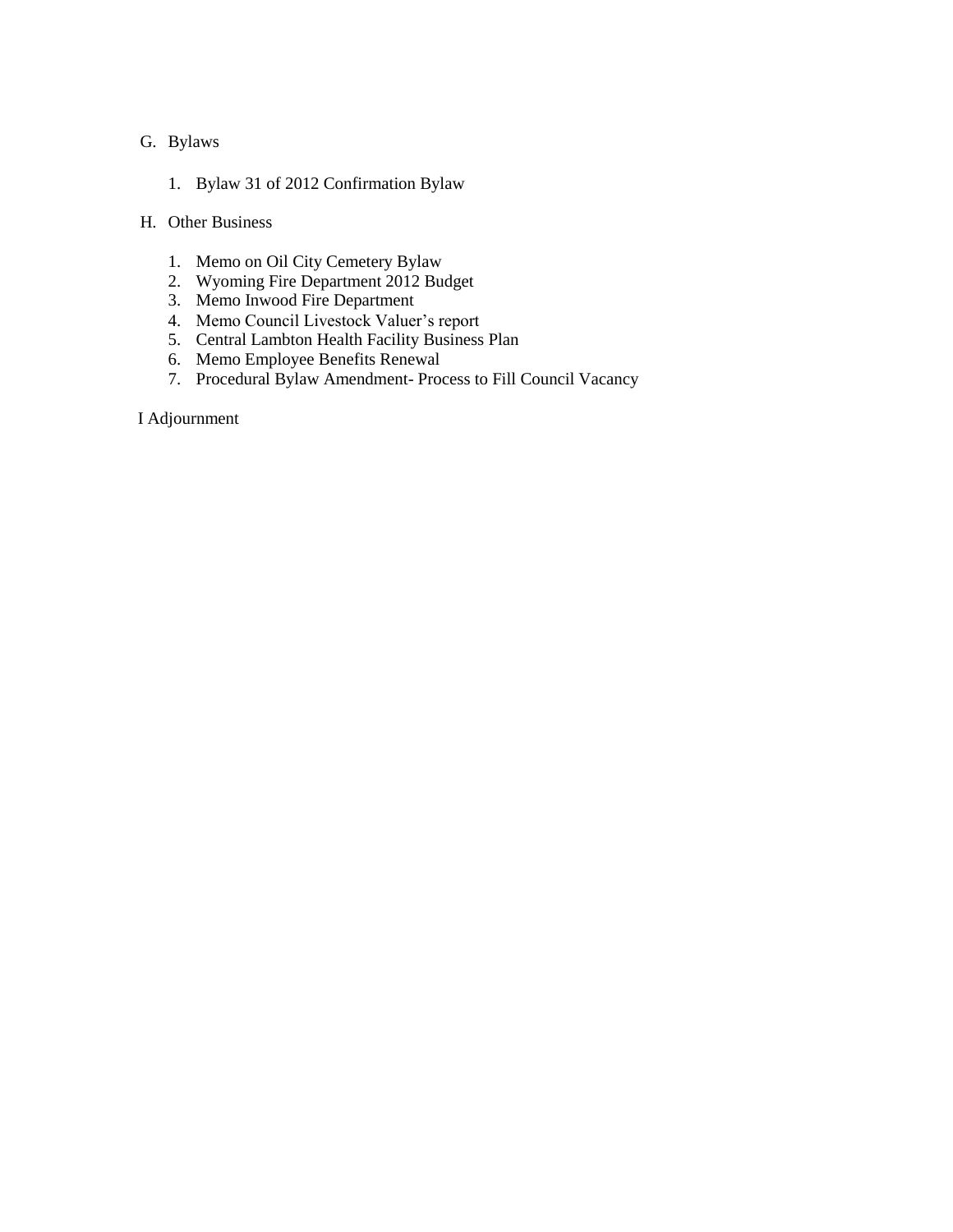G. Bylaws

1. Bylaw 31 of 2012 Confirmation Bylaw

H. Other Business

1. Memo on Oil City Cemetery Bylaw
2. Wyoming Fire Department 2012 Budget
3. Memo Inwood Fire Department
4. Memo Council Livestock Valuer's report
5. Central Lambton Health Facility Business Plan
6. Memo Employee Benefits Renewal
7. Procedural Bylaw Amendment- Process to Fill Council Vacancy

I Adjournment